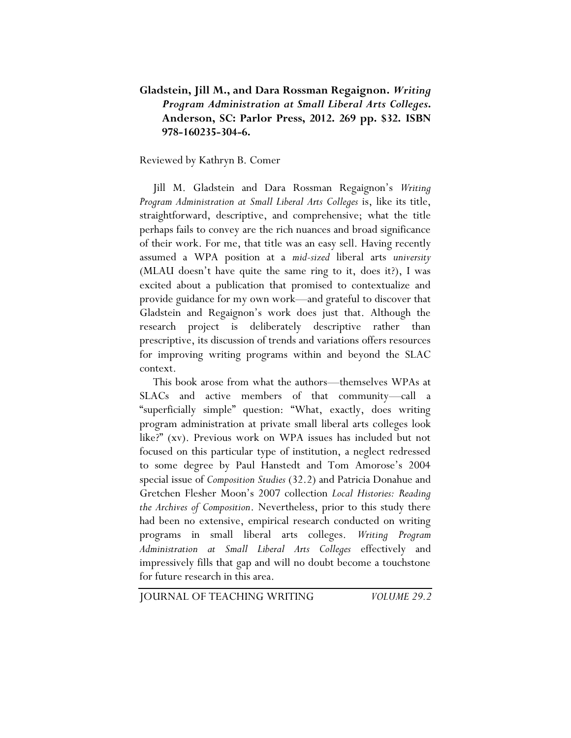**Gladstein, Jill M., and Dara Rossman Regaignon. *Writing Program Administration at Small Liberal Arts Colleges*. Anderson, SC: Parlor Press, 2012. 269 pp. $32. ISBN 978-160235-304-6.**

Reviewed by Kathryn B. Comer

Jill M. Gladstein and Dara Rossman Regaignon's *Writing Program Administration at Small Liberal Arts Colleges* is, like its title, straightforward, descriptive, and comprehensive; what the title perhaps fails to convey are the rich nuances and broad significance of their work. For me, that title was an easy sell. Having recently assumed a WPA position at a *mid-sized* liberal arts *university* (MLAU doesn't have quite the same ring to it, does it?), I was excited about a publication that promised to contextualize and provide guidance for my own work—and grateful to discover that Gladstein and Regaignon's work does just that. Although the research project is deliberately descriptive rather than prescriptive, its discussion of trends and variations offers resources for improving writing programs within and beyond the SLAC context.

This book arose from what the authors—themselves WPAs at SLACs and active members of that community—call a "superficially simple" question: "What, exactly, does writing program administration at private small liberal arts colleges look like?" (xv). Previous work on WPA issues has included but not focused on this particular type of institution, a neglect redressed to some degree by Paul Hanstedt and Tom Amorose's 2004 special issue of *Composition Studies* (32.2) and Patricia Donahue and Gretchen Flesher Moon's 2007 collection *Local Histories: Reading the Archives of Composition*. Nevertheless, prior to this study there had been no extensive, empirical research conducted on writing programs in small liberal arts colleges. *Writing Program Administration at Small Liberal Arts Colleges* effectively and impressively fills that gap and will no doubt become a touchstone for future research in this area.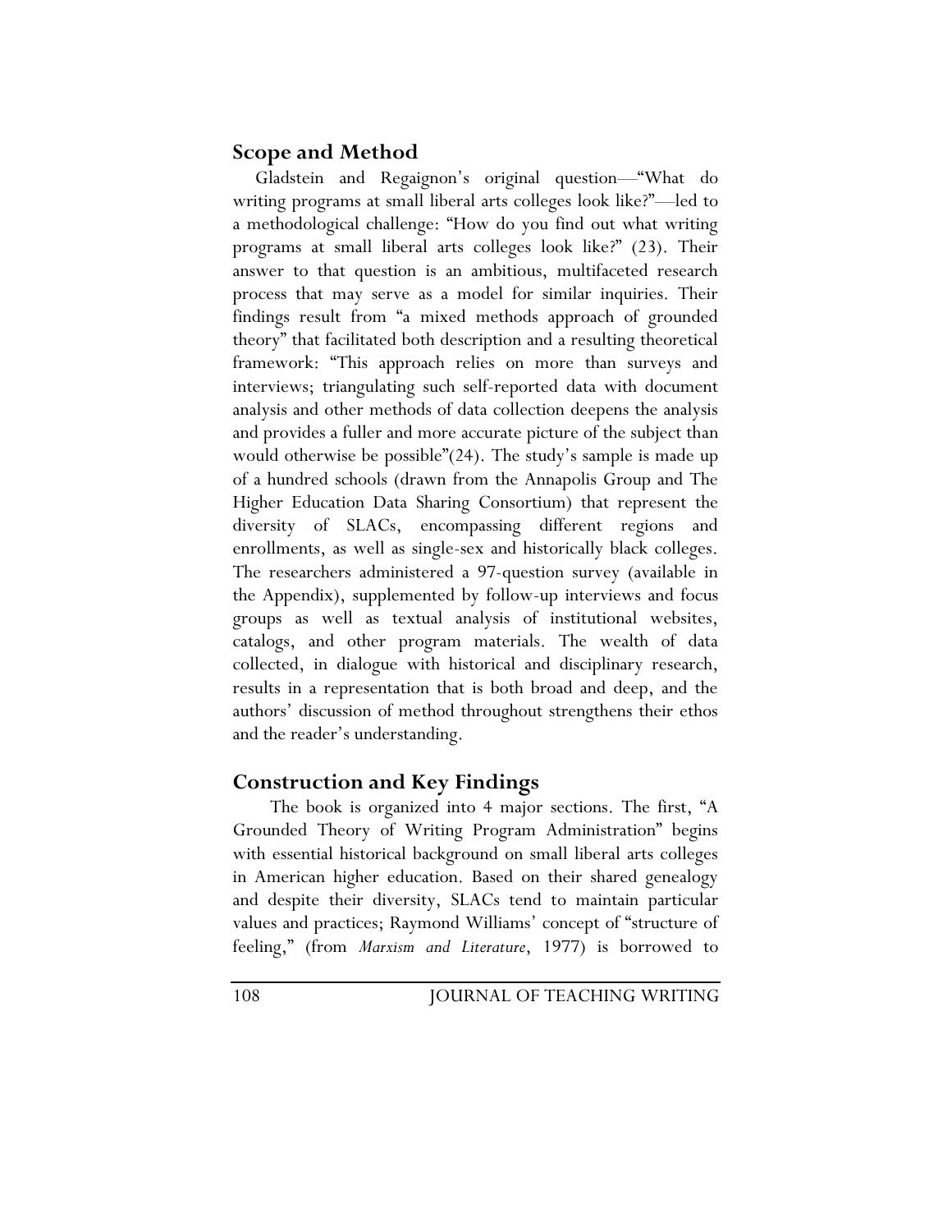## Scope and Method

Gladstein and Regaignon's original question—"What do writing programs at small liberal arts colleges look like?"—led to a methodological challenge: "How do you find out what writing programs at small liberal arts colleges look like?" (23). Their answer to that question is an ambitious, multifaceted research process that may serve as a model for similar inquiries. Their findings result from "a mixed methods approach of grounded theory" that facilitated both description and a resulting theoretical framework: "This approach relies on more than surveys and interviews; triangulating such self-reported data with document analysis and other methods of data collection deepens the analysis and provides a fuller and more accurate picture of the subject than would otherwise be possible"(24). The study's sample is made up of a hundred schools (drawn from the Annapolis Group and The Higher Education Data Sharing Consortium) that represent the diversity of SLACs, encompassing different regions and enrollments, as well as single-sex and historically black colleges. The researchers administered a 97-question survey (available in the Appendix), supplemented by follow-up interviews and focus groups as well as textual analysis of institutional websites, catalogs, and other program materials. The wealth of data collected, in dialogue with historical and disciplinary research, results in a representation that is both broad and deep, and the authors' discussion of method throughout strengthens their ethos and the reader's understanding.

## Construction and Key Findings

The book is organized into 4 major sections. The first, "A Grounded Theory of Writing Program Administration" begins with essential historical background on small liberal arts colleges in American higher education. Based on their shared genealogy and despite their diversity, SLACs tend to maintain particular values and practices; Raymond Williams' concept of "structure of feeling," (from *Marxism and Literature*, 1977) is borrowed to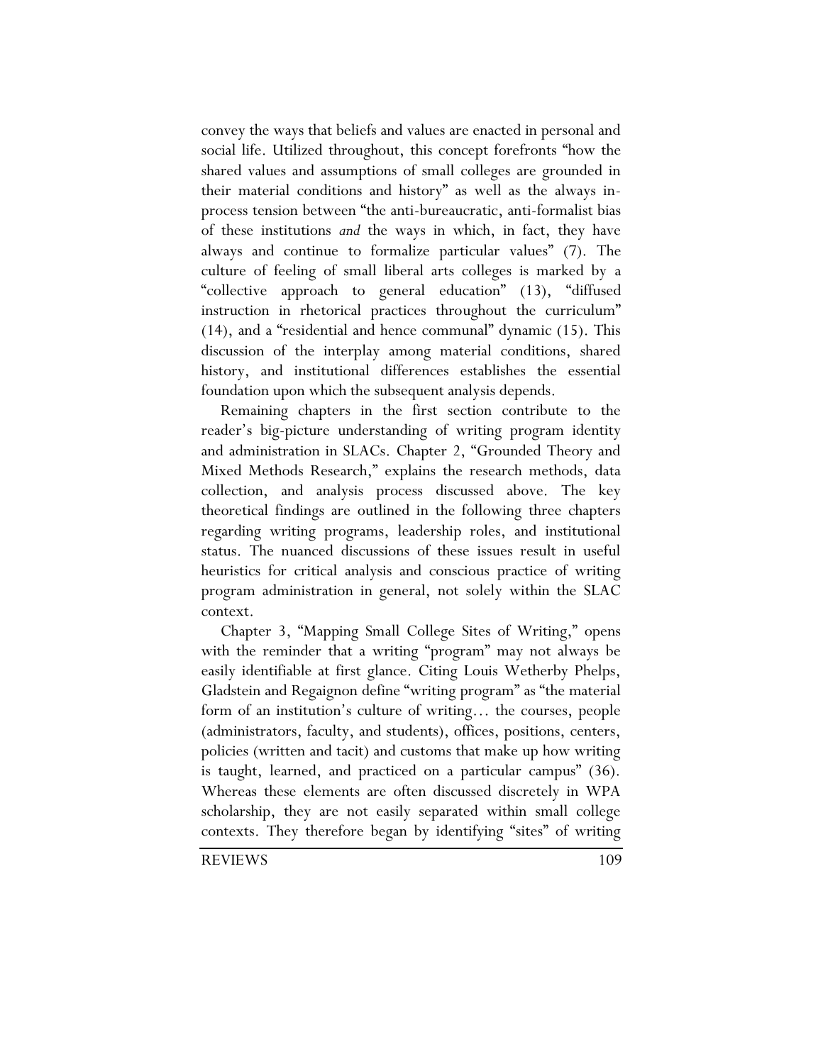convey the ways that beliefs and values are enacted in personal and social life. Utilized throughout, this concept forefronts "how the shared values and assumptions of small colleges are grounded in their material conditions and history" as well as the always in-process tension between "the anti-bureaucratic, anti-formalist bias of these institutions *and* the ways in which, in fact, they have always and continue to formalize particular values" (7). The culture of feeling of small liberal arts colleges is marked by a "collective approach to general education" (13), "diffused instruction in rhetorical practices throughout the curriculum" (14), and a "residential and hence communal" dynamic (15). This discussion of the interplay among material conditions, shared history, and institutional differences establishes the essential foundation upon which the subsequent analysis depends.

Remaining chapters in the first section contribute to the reader's big-picture understanding of writing program identity and administration in SLACs. Chapter 2, "Grounded Theory and Mixed Methods Research," explains the research methods, data collection, and analysis process discussed above. The key theoretical findings are outlined in the following three chapters regarding writing programs, leadership roles, and institutional status. The nuanced discussions of these issues result in useful heuristics for critical analysis and conscious practice of writing program administration in general, not solely within the SLAC context.

Chapter 3, "Mapping Small College Sites of Writing," opens with the reminder that a writing "program" may not always be easily identifiable at first glance. Citing Louis Wetherby Phelps, Gladstein and Regaignon define "writing program" as "the material form of an institution's culture of writing… the courses, people (administrators, faculty, and students), offices, positions, centers, policies (written and tacit) and customs that make up how writing is taught, learned, and practiced on a particular campus" (36). Whereas these elements are often discussed discretely in WPA scholarship, they are not easily separated within small college contexts. They therefore began by identifying "sites" of writing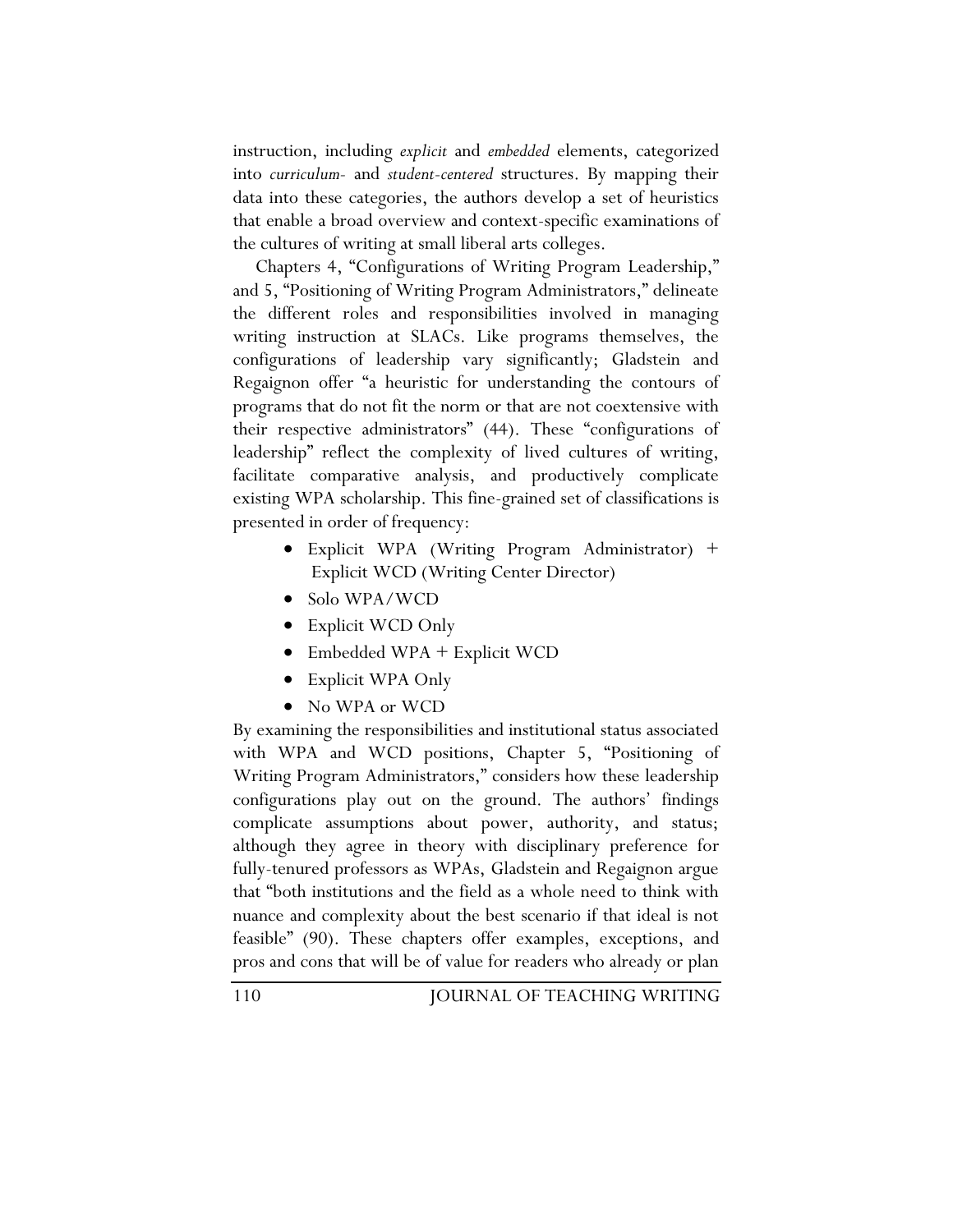instruction, including *explicit* and *embedded* elements, categorized into *curriculum-* and *student-centered* structures. By mapping their data into these categories, the authors develop a set of heuristics that enable a broad overview and context-specific examinations of the cultures of writing at small liberal arts colleges.

Chapters 4, "Configurations of Writing Program Leadership," and 5, "Positioning of Writing Program Administrators," delineate the different roles and responsibilities involved in managing writing instruction at SLACs. Like programs themselves, the configurations of leadership vary significantly; Gladstein and Regaignon offer "a heuristic for understanding the contours of programs that do not fit the norm or that are not coextensive with their respective administrators" (44). These "configurations of leadership" reflect the complexity of lived cultures of writing, facilitate comparative analysis, and productively complicate existing WPA scholarship. This fine-grained set of classifications is presented in order of frequency:

- Explicit WPA (Writing Program Administrator) + Explicit WCD (Writing Center Director)
- Solo WPA/WCD
- Explicit WCD Only
- Embedded WPA + Explicit WCD
- Explicit WPA Only
- No WPA or WCD

By examining the responsibilities and institutional status associated with WPA and WCD positions, Chapter 5, "Positioning of Writing Program Administrators," considers how these leadership configurations play out on the ground. The authors' findings complicate assumptions about power, authority, and status; although they agree in theory with disciplinary preference for fully-tenured professors as WPAs, Gladstein and Regaignon argue that "both institutions and the field as a whole need to think with nuance and complexity about the best scenario if that ideal is not feasible" (90). These chapters offer examples, exceptions, and pros and cons that will be of value for readers who already or plan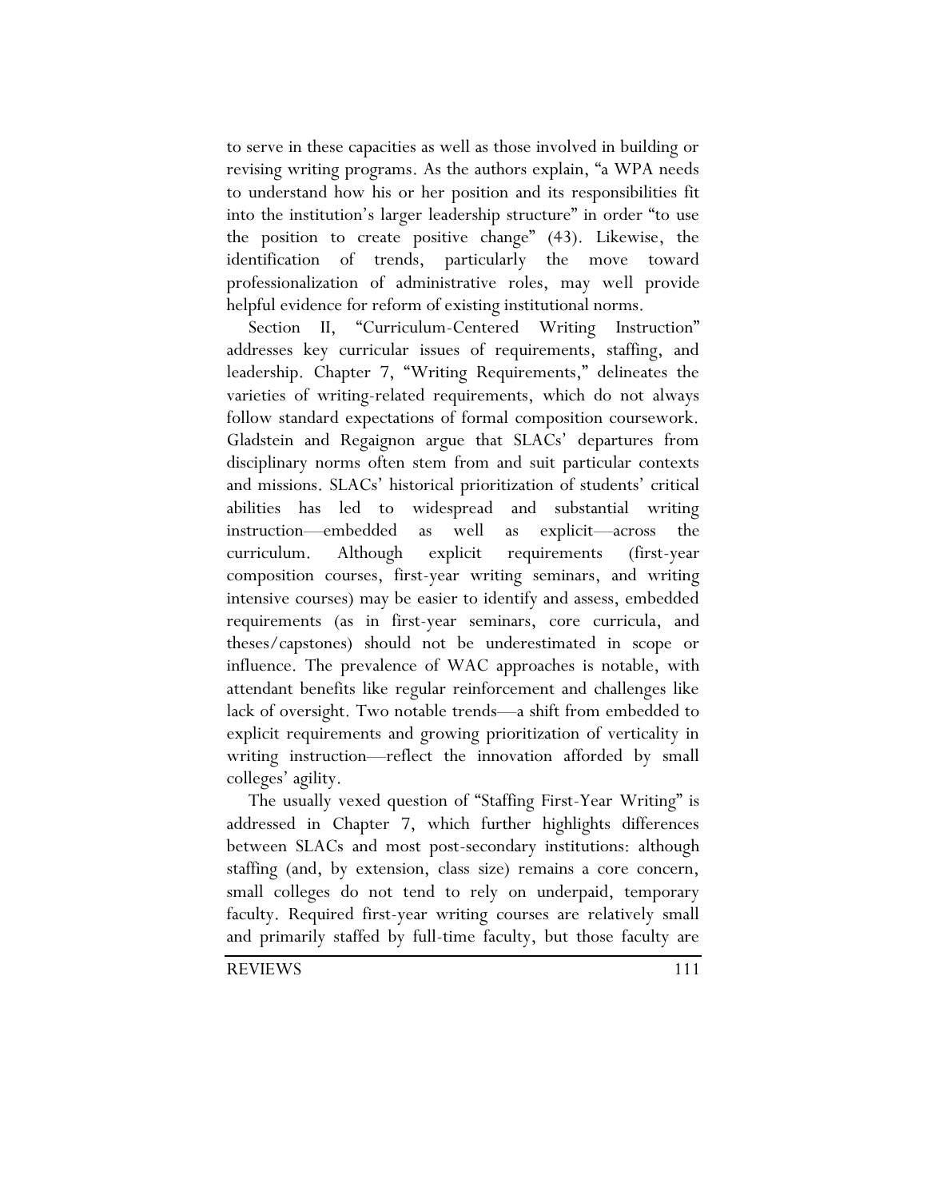to serve in these capacities as well as those involved in building or revising writing programs. As the authors explain, "a WPA needs to understand how his or her position and its responsibilities fit into the institution's larger leadership structure" in order "to use the position to create positive change" (43). Likewise, the identification of trends, particularly the move toward professionalization of administrative roles, may well provide helpful evidence for reform of existing institutional norms.

Section II, "Curriculum-Centered Writing Instruction" addresses key curricular issues of requirements, staffing, and leadership. Chapter 7, "Writing Requirements," delineates the varieties of writing-related requirements, which do not always follow standard expectations of formal composition coursework. Gladstein and Regaignon argue that SLACs' departures from disciplinary norms often stem from and suit particular contexts and missions. SLACs' historical prioritization of students' critical abilities has led to widespread and substantial writing instruction—embedded as well as explicit—across the curriculum. Although explicit requirements (first-year composition courses, first-year writing seminars, and writing intensive courses) may be easier to identify and assess, embedded requirements (as in first-year seminars, core curricula, and theses/capstones) should not be underestimated in scope or influence. The prevalence of WAC approaches is notable, with attendant benefits like regular reinforcement and challenges like lack of oversight. Two notable trends—a shift from embedded to explicit requirements and growing prioritization of verticality in writing instruction—reflect the innovation afforded by small colleges' agility.

The usually vexed question of "Staffing First-Year Writing" is addressed in Chapter 7, which further highlights differences between SLACs and most post-secondary institutions: although staffing (and, by extension, class size) remains a core concern, small colleges do not tend to rely on underpaid, temporary faculty. Required first-year writing courses are relatively small and primarily staffed by full-time faculty, but those faculty are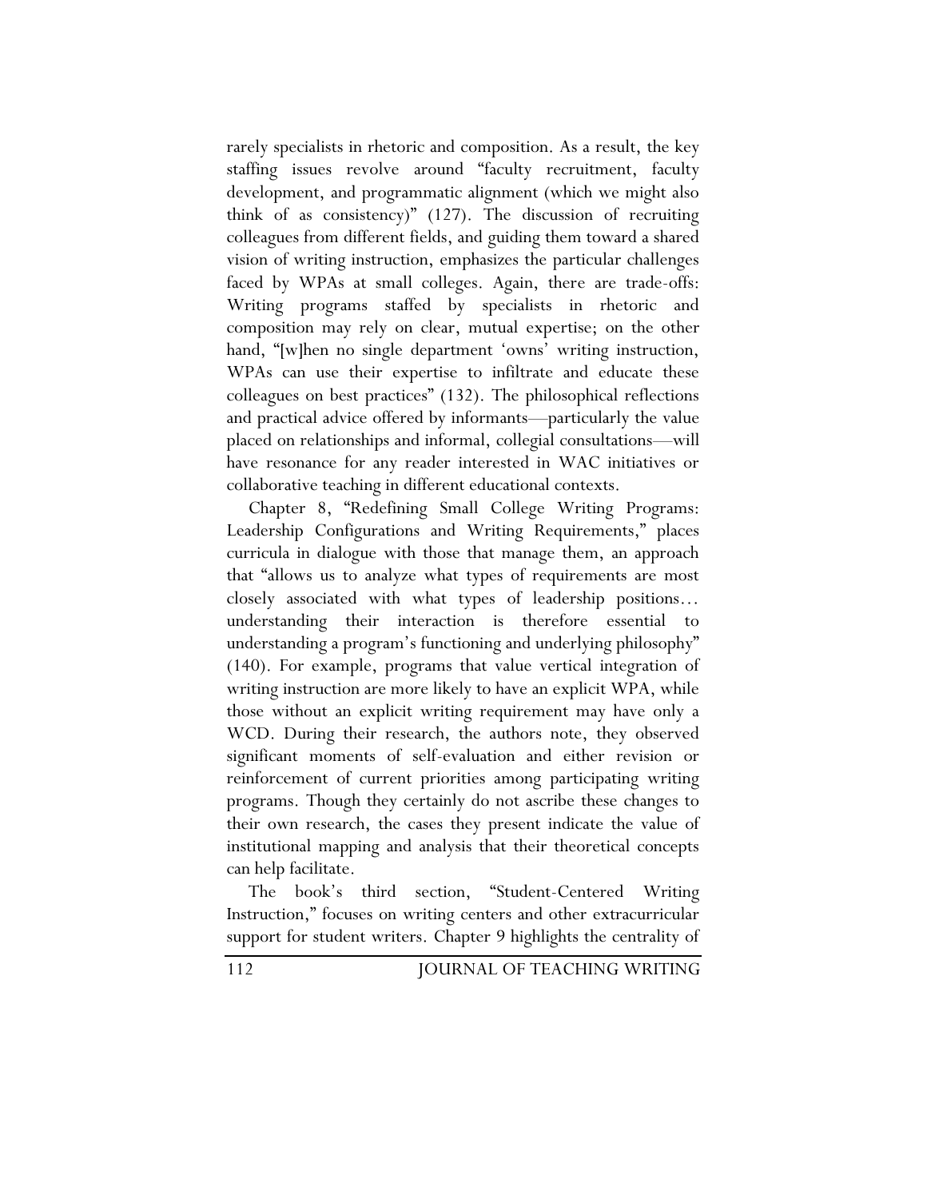rarely specialists in rhetoric and composition. As a result, the key staffing issues revolve around "faculty recruitment, faculty development, and programmatic alignment (which we might also think of as consistency)" (127). The discussion of recruiting colleagues from different fields, and guiding them toward a shared vision of writing instruction, emphasizes the particular challenges faced by WPAs at small colleges. Again, there are trade-offs: Writing programs staffed by specialists in rhetoric and composition may rely on clear, mutual expertise; on the other hand, "[w]hen no single department 'owns' writing instruction, WPAs can use their expertise to infiltrate and educate these colleagues on best practices" (132). The philosophical reflections and practical advice offered by informants—particularly the value placed on relationships and informal, collegial consultations—will have resonance for any reader interested in WAC initiatives or collaborative teaching in different educational contexts.

Chapter 8, "Redefining Small College Writing Programs: Leadership Configurations and Writing Requirements," places curricula in dialogue with those that manage them, an approach that "allows us to analyze what types of requirements are most closely associated with what types of leadership positions… understanding their interaction is therefore essential to understanding a program's functioning and underlying philosophy" (140). For example, programs that value vertical integration of writing instruction are more likely to have an explicit WPA, while those without an explicit writing requirement may have only a WCD. During their research, the authors note, they observed significant moments of self-evaluation and either revision or reinforcement of current priorities among participating writing programs. Though they certainly do not ascribe these changes to their own research, the cases they present indicate the value of institutional mapping and analysis that their theoretical concepts can help facilitate.

The book's third section, "Student-Centered Writing Instruction," focuses on writing centers and other extracurricular support for student writers. Chapter 9 highlights the centrality of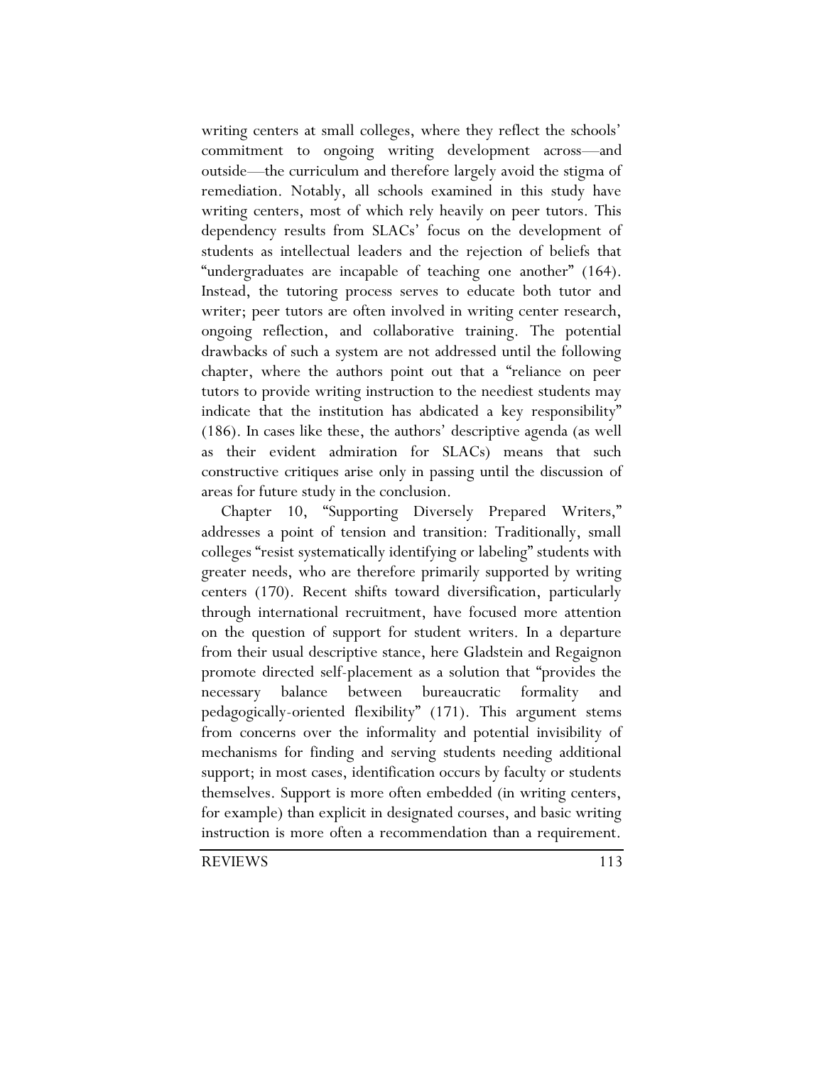writing centers at small colleges, where they reflect the schools' commitment to ongoing writing development across—and outside—the curriculum and therefore largely avoid the stigma of remediation. Notably, all schools examined in this study have writing centers, most of which rely heavily on peer tutors. This dependency results from SLACs' focus on the development of students as intellectual leaders and the rejection of beliefs that "undergraduates are incapable of teaching one another" (164). Instead, the tutoring process serves to educate both tutor and writer; peer tutors are often involved in writing center research, ongoing reflection, and collaborative training. The potential drawbacks of such a system are not addressed until the following chapter, where the authors point out that a "reliance on peer tutors to provide writing instruction to the neediest students may indicate that the institution has abdicated a key responsibility" (186). In cases like these, the authors' descriptive agenda (as well as their evident admiration for SLACs) means that such constructive critiques arise only in passing until the discussion of areas for future study in the conclusion.

Chapter 10, "Supporting Diversely Prepared Writers," addresses a point of tension and transition: Traditionally, small colleges "resist systematically identifying or labeling" students with greater needs, who are therefore primarily supported by writing centers (170). Recent shifts toward diversification, particularly through international recruitment, have focused more attention on the question of support for student writers. In a departure from their usual descriptive stance, here Gladstein and Regaignon promote directed self-placement as a solution that "provides the necessary balance between bureaucratic formality and pedagogically-oriented flexibility" (171). This argument stems from concerns over the informality and potential invisibility of mechanisms for finding and serving students needing additional support; in most cases, identification occurs by faculty or students themselves. Support is more often embedded (in writing centers, for example) than explicit in designated courses, and basic writing instruction is more often a recommendation than a requirement.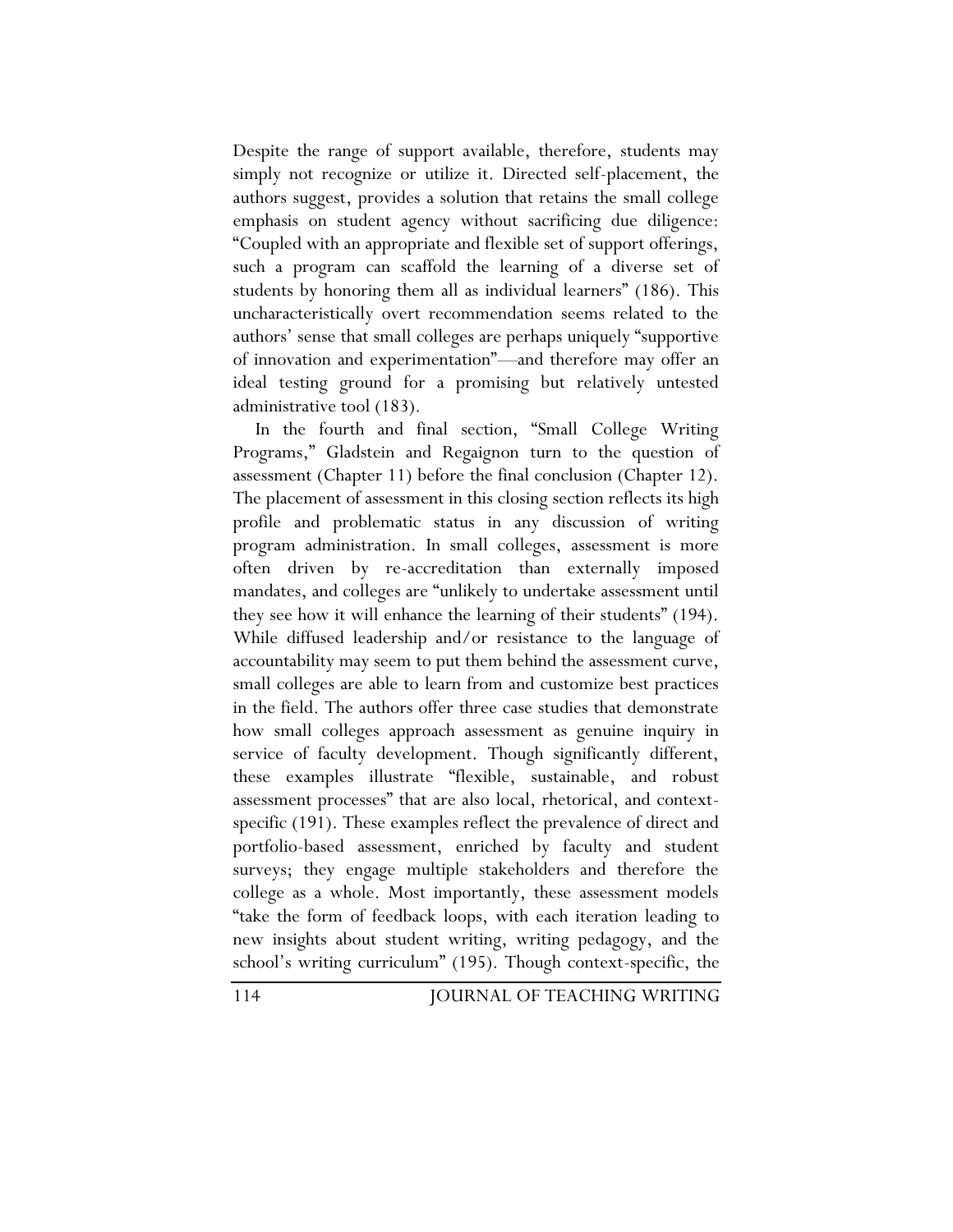Despite the range of support available, therefore, students may simply not recognize or utilize it. Directed self-placement, the authors suggest, provides a solution that retains the small college emphasis on student agency without sacrificing due diligence: "Coupled with an appropriate and flexible set of support offerings, such a program can scaffold the learning of a diverse set of students by honoring them all as individual learners" (186). This uncharacteristically overt recommendation seems related to the authors' sense that small colleges are perhaps uniquely "supportive of innovation and experimentation"—and therefore may offer an ideal testing ground for a promising but relatively untested administrative tool (183).

In the fourth and final section, "Small College Writing Programs," Gladstein and Regaignon turn to the question of assessment (Chapter 11) before the final conclusion (Chapter 12). The placement of assessment in this closing section reflects its high profile and problematic status in any discussion of writing program administration. In small colleges, assessment is more often driven by re-accreditation than externally imposed mandates, and colleges are "unlikely to undertake assessment until they see how it will enhance the learning of their students" (194). While diffused leadership and/or resistance to the language of accountability may seem to put them behind the assessment curve, small colleges are able to learn from and customize best practices in the field. The authors offer three case studies that demonstrate how small colleges approach assessment as genuine inquiry in service of faculty development. Though significantly different, these examples illustrate "flexible, sustainable, and robust assessment processes" that are also local, rhetorical, and context-specific (191). These examples reflect the prevalence of direct and portfolio-based assessment, enriched by faculty and student surveys; they engage multiple stakeholders and therefore the college as a whole. Most importantly, these assessment models "take the form of feedback loops, with each iteration leading to new insights about student writing, writing pedagogy, and the school's writing curriculum" (195). Though context-specific, the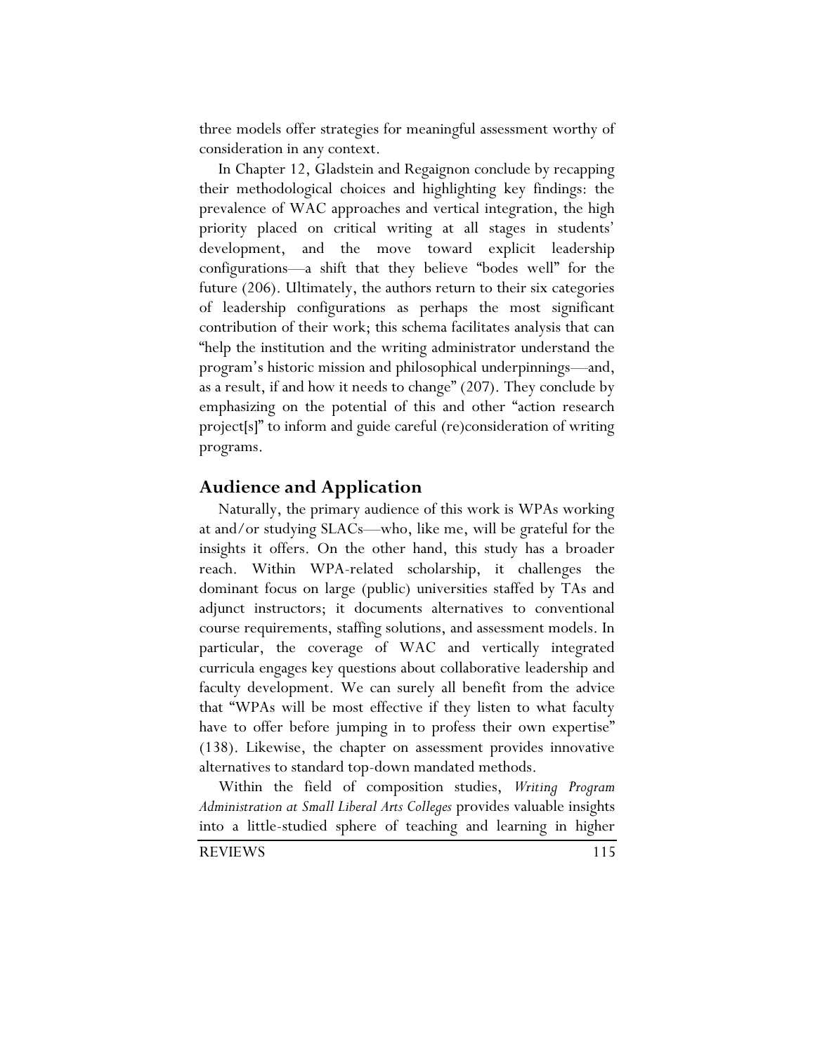three models offer strategies for meaningful assessment worthy of consideration in any context.

In Chapter 12, Gladstein and Regaignon conclude by recapping their methodological choices and highlighting key findings: the prevalence of WAC approaches and vertical integration, the high priority placed on critical writing at all stages in students' development, and the move toward explicit leadership configurations—a shift that they believe "bodes well" for the future (206). Ultimately, the authors return to their six categories of leadership configurations as perhaps the most significant contribution of their work; this schema facilitates analysis that can "help the institution and the writing administrator understand the program's historic mission and philosophical underpinnings—and, as a result, if and how it needs to change" (207). They conclude by emphasizing on the potential of this and other "action research project[s]" to inform and guide careful (re)consideration of writing programs.

## Audience and Application

Naturally, the primary audience of this work is WPAs working at and/or studying SLACs—who, like me, will be grateful for the insights it offers. On the other hand, this study has a broader reach. Within WPA-related scholarship, it challenges the dominant focus on large (public) universities staffed by TAs and adjunct instructors; it documents alternatives to conventional course requirements, staffing solutions, and assessment models. In particular, the coverage of WAC and vertically integrated curricula engages key questions about collaborative leadership and faculty development. We can surely all benefit from the advice that "WPAs will be most effective if they listen to what faculty have to offer before jumping in to profess their own expertise" (138). Likewise, the chapter on assessment provides innovative alternatives to standard top-down mandated methods.

Within the field of composition studies, *Writing Program Administration at Small Liberal Arts Colleges* provides valuable insights into a little-studied sphere of teaching and learning in higher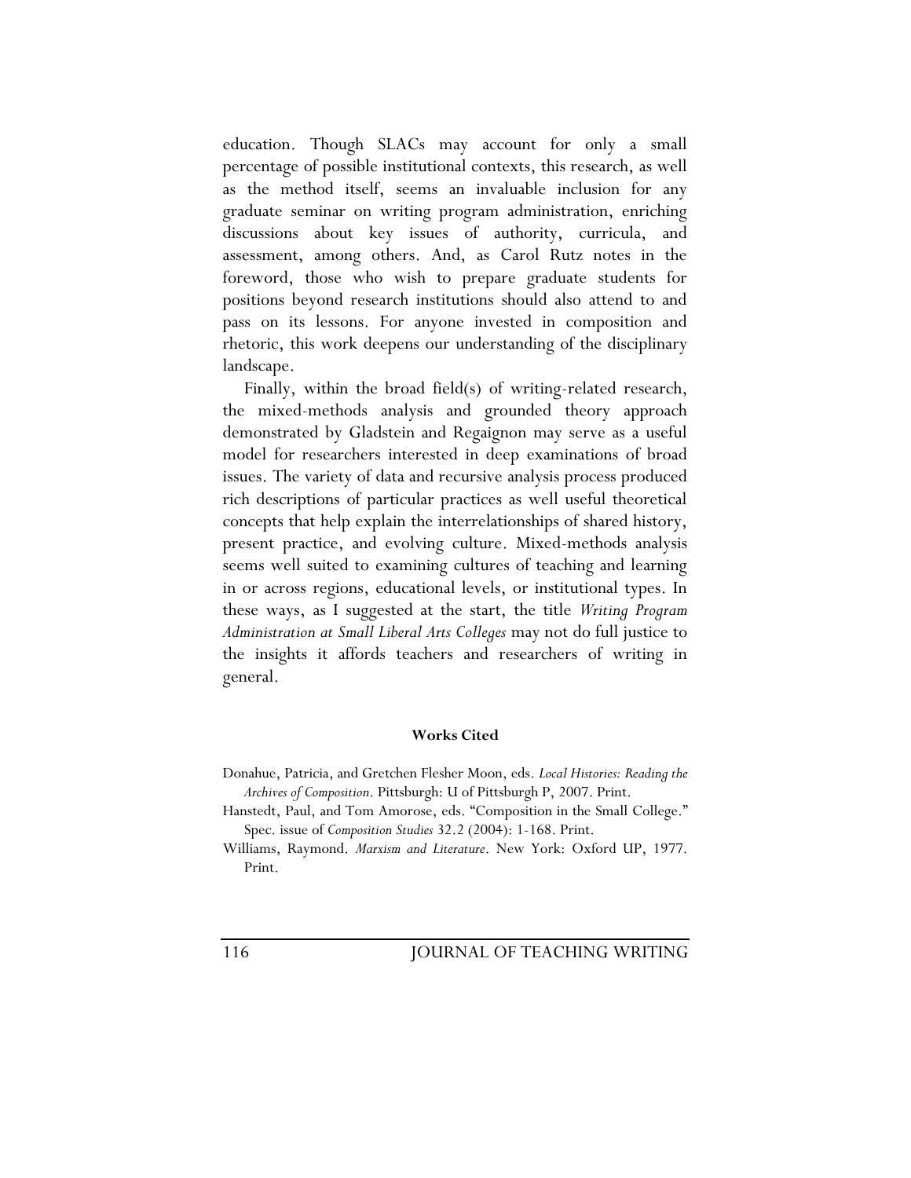education. Though SLACs may account for only a small percentage of possible institutional contexts, this research, as well as the method itself, seems an invaluable inclusion for any graduate seminar on writing program administration, enriching discussions about key issues of authority, curricula, and assessment, among others. And, as Carol Rutz notes in the foreword, those who wish to prepare graduate students for positions beyond research institutions should also attend to and pass on its lessons. For anyone invested in composition and rhetoric, this work deepens our understanding of the disciplinary landscape.

Finally, within the broad field(s) of writing-related research, the mixed-methods analysis and grounded theory approach demonstrated by Gladstein and Regaignon may serve as a useful model for researchers interested in deep examinations of broad issues. The variety of data and recursive analysis process produced rich descriptions of particular practices as well useful theoretical concepts that help explain the interrelationships of shared history, present practice, and evolving culture. Mixed-methods analysis seems well suited to examining cultures of teaching and learning in or across regions, educational levels, or institutional types. In these ways, as I suggested at the start, the title *Writing Program Administration at Small Liberal Arts Colleges* may not do full justice to the insights it affords teachers and researchers of writing in general.

### Works Cited

Donahue, Patricia, and Gretchen Flesher Moon, eds. *Local Histories: Reading the Archives of Composition*. Pittsburgh: U of Pittsburgh P, 2007. Print.

Hanstedt, Paul, and Tom Amorose, eds. "Composition in the Small College." Spec. issue of *Composition Studies* 32.2 (2004): 1-168. Print.

Williams, Raymond. *Marxism and Literature*. New York: Oxford UP, 1977. Print.